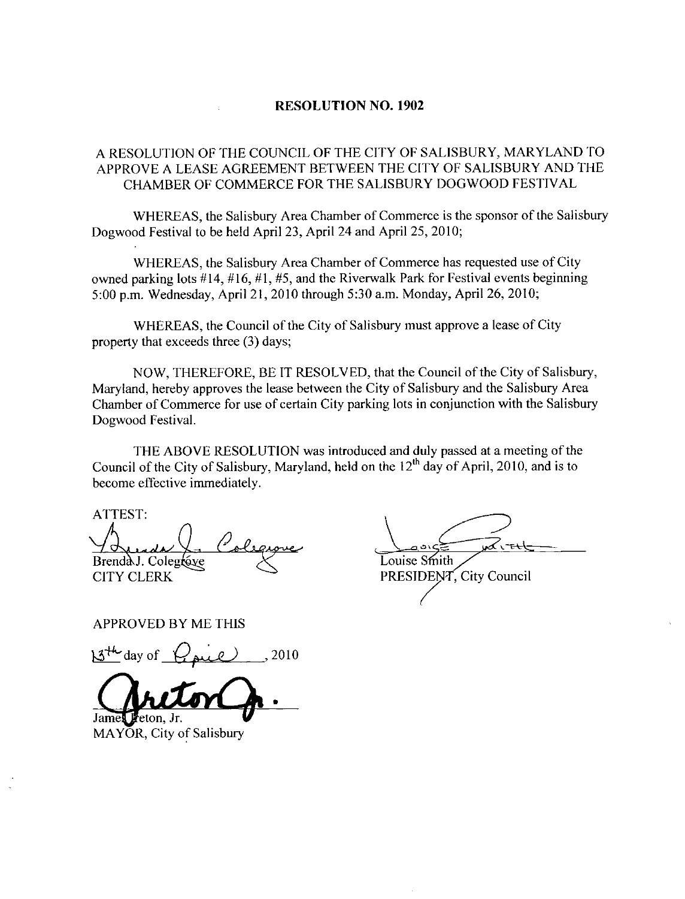# RESOLUTION NO. 1902

## A RESOLUTION OF THE COUNCIL OF THE CITY OF SALISBURY, MARYLAND TO APPROVE A LEASE AGREEMENT BETWEEN THE CITY OF SALISBURY AND THE CHAMBER OF COMMERCE FOR THE SALISBURY DOGWOOD FESTIVAL

WHEREAS, the Salisbury Area Chamber of Commerce is the sponsor of the Salisbury Dogwood Festival to be held April 23, April 24 and April 25, 2010;

WHEREAS, the Salisbury Area Chamber of Commerce has requested use of City owned parking lots #14, #16, #1, #5, and the Riverwalk Park for Festival events beginning 5:00 p.m. Wednesday, April 21, 2010 through 5:30 a.m. Monday, April 26, 2010;

WHEREAS, the Council of the City of Salisbury must approve a lease of City property that exceeds three (3) days;

NOW, THEREFORE, BE IT RESOLVED, that the Council of the City of Salisbury, Maryland, hereby approves the lease between the City of Salisbury and the Salisbury Area Chamber of Commerce for use of certain City parking lots in conjunction with the Salisbury Dogwood Festival.

THE ABOVE RESOLUTION was introduced and duly passed at a meeting of the Council of the City of Salisbury, Maryland, held on the 12th day of April, 2010, and is to become effective immediately.

ATTEST:

Brenda J. Colegrove
CITY CLERK

Louise Smith
PRESIDENT, City Council

APPROVED BY ME THIS

13th day of April, 2010

James Ireton, Jr.
MAYOR, City of Salisbury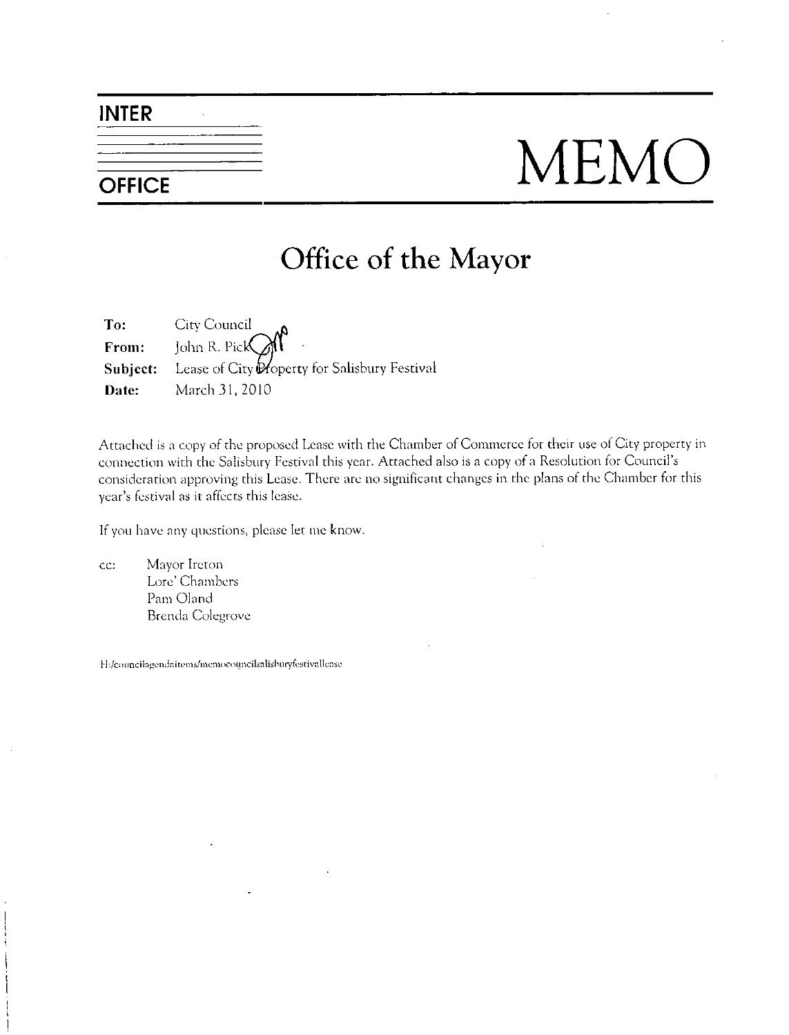**INTER OFFICE**

# MEMO

## Office of the Mayor

**To:** City Council
**From:** John R. Pick
**Subject:** Lease of City Property for Salisbury Festival
**Date:** March 31, 2010

Attached is a copy of the proposed Lease with the Chamber of Commerce for their use of City property in connection with the Salisbury Festival this year. Attached also is a copy of a Resolution for Council's consideration approving this Lease. There are no significant changes in the plans of the Chamber for this year's festival as it affects this lease.

If you have any questions, please let me know.

cc: Mayor Ireton
Lore' Chambers
Pam Oland
Brenda Colegrove

H:/counciagendaitems/memocouncilsalisburyfestivallease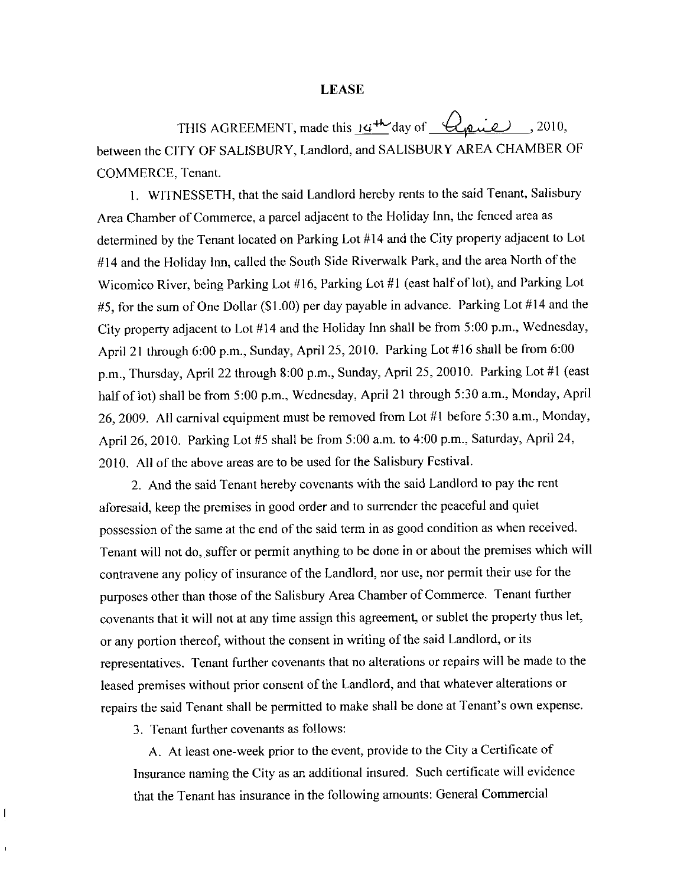**LEASE**

THIS AGREEMENT, made this 14th day of April, 2010, between the CITY OF SALISBURY, Landlord, and SALISBURY AREA CHAMBER OF COMMERCE, Tenant.

1. WITNESSETH, that the said Landlord hereby rents to the said Tenant, Salisbury Area Chamber of Commerce, a parcel adjacent to the Holiday Inn, the fenced area as determined by the Tenant located on Parking Lot #14 and the City property adjacent to Lot #14 and the Holiday Inn, called the South Side Riverwalk Park, and the area North of the Wicomico River, being Parking Lot #16, Parking Lot #1 (east half of lot), and Parking Lot #5, for the sum of One Dollar ($1.00) per day payable in advance. Parking Lot #14 and the City property adjacent to Lot #14 and the Holiday Inn shall be from 5:00 p.m., Wednesday, April 21 through 6:00 p.m., Sunday, April 25, 2010. Parking Lot #16 shall be from 6:00 p.m., Thursday, April 22 through 8:00 p.m., Sunday, April 25, 20010. Parking Lot #1 (east half of lot) shall be from 5:00 p.m., Wednesday, April 21 through 5:30 a.m., Monday, April 26, 2009. All carnival equipment must be removed from Lot #1 before 5:30 a.m., Monday, April 26, 2010. Parking Lot #5 shall be from 5:00 a.m. to 4:00 p.m., Saturday, April 24, 2010. All of the above areas are to be used for the Salisbury Festival.

2. And the said Tenant hereby covenants with the said Landlord to pay the rent aforesaid, keep the premises in good order and to surrender the peaceful and quiet possession of the same at the end of the said term in as good condition as when received. Tenant will not do, suffer or permit anything to be done in or about the premises which will contravene any policy of insurance of the Landlord, nor use, nor permit their use for the purposes other than those of the Salisbury Area Chamber of Commerce. Tenant further covenants that it will not at any time assign this agreement, or sublet the property thus let, or any portion thereof, without the consent in writing of the said Landlord, or its representatives. Tenant further covenants that no alterations or repairs will be made to the leased premises without prior consent of the Landlord, and that whatever alterations or repairs the said Tenant shall be permitted to make shall be done at Tenant's own expense.

3. Tenant further covenants as follows:

A. At least one-week prior to the event, provide to the City a Certificate of Insurance naming the City as an additional insured. Such certificate will evidence that the Tenant has insurance in the following amounts: General Commercial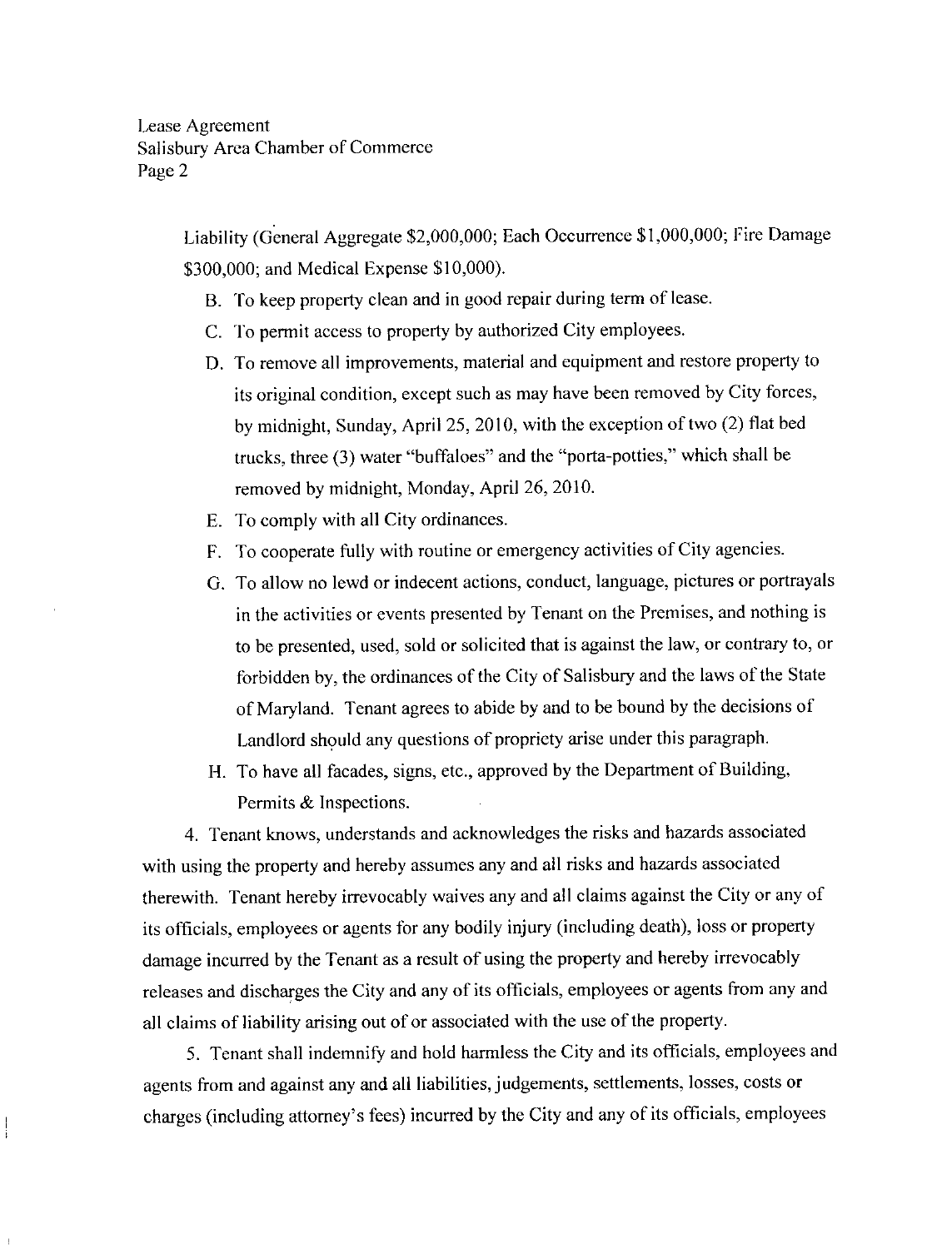Liability (General Aggregate $2,000,000; Each Occurrence $1,000,000; Fire Damage $300,000; and Medical Expense $10,000).

B. To keep property clean and in good repair during term of lease.

C. To permit access to property by authorized City employees.

D. To remove all improvements, material and equipment and restore property to its original condition, except such as may have been removed by City forces, by midnight, Sunday, April 25, 2010, with the exception of two (2) flat bed trucks, three (3) water "buffaloes" and the "porta-potties," which shall be removed by midnight, Monday, April 26, 2010.

E. To comply with all City ordinances.

F. To cooperate fully with routine or emergency activities of City agencies.

G. To allow no lewd or indecent actions, conduct, language, pictures or portrayals in the activities or events presented by Tenant on the Premises, and nothing is to be presented, used, sold or solicited that is against the law, or contrary to, or forbidden by, the ordinances of the City of Salisbury and the laws of the State of Maryland. Tenant agrees to abide by and to be bound by the decisions of Landlord should any questions of propriety arise under this paragraph.

H. To have all facades, signs, etc., approved by the Department of Building, Permits & Inspections.

4. Tenant knows, understands and acknowledges the risks and hazards associated with using the property and hereby assumes any and all risks and hazards associated therewith. Tenant hereby irrevocably waives any and all claims against the City or any of its officials, employees or agents for any bodily injury (including death), loss or property damage incurred by the Tenant as a result of using the property and hereby irrevocably releases and discharges the City and any of its officials, employees or agents from any and all claims of liability arising out of or associated with the use of the property.

5. Tenant shall indemnify and hold harmless the City and its officials, employees and agents from and against any and all liabilities, judgements, settlements, losses, costs or charges (including attorney's fees) incurred by the City and any of its officials, employees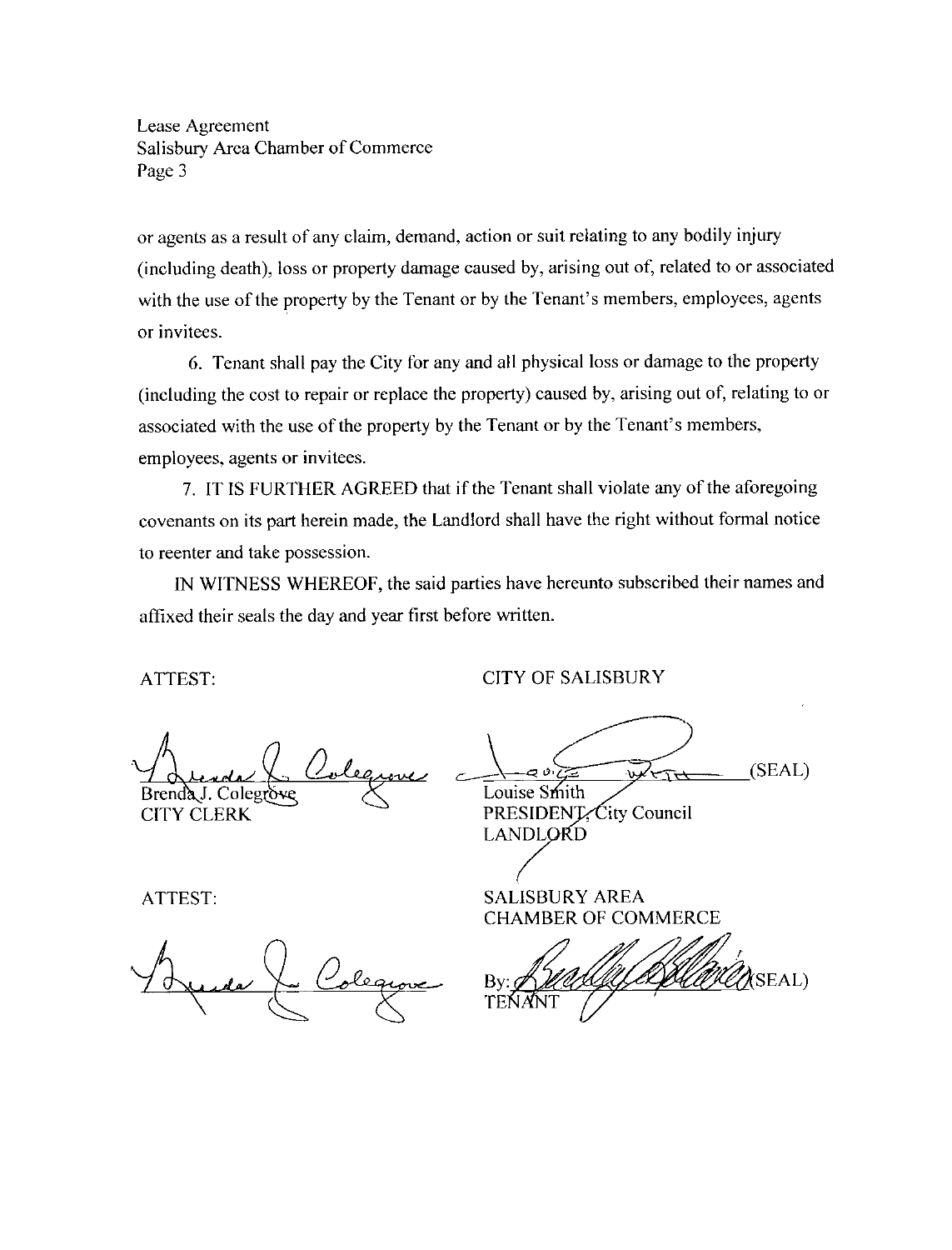or agents as a result of any claim, demand, action or suit relating to any bodily injury (including death), loss or property damage caused by, arising out of, related to or associated with the use of the property by the Tenant or by the Tenant's members, employees, agents or invitees.

6. Tenant shall pay the City for any and all physical loss or damage to the property (including the cost to repair or replace the property) caused by, arising out of, relating to or associated with the use of the property by the Tenant or by the Tenant's members, employees, agents or invitees.

7. IT IS FURTHER AGREED that if the Tenant shall violate any of the aforegoing covenants on its part herein made, the Landlord shall have the right without formal notice to reenter and take possession.

IN WITNESS WHEREOF, the said parties have hereunto subscribed their names and affixed their seals the day and year first before written.

ATTEST:

Brenda J. Colegrove
CITY CLERK

CITY OF SALISBURY

_______________ (SEAL)
Louise Smith
PRESIDENT, City Council
LANDLORD

ATTEST:

_______________

SALISBURY AREA
CHAMBER OF COMMERCE

By: _______________ (SEAL)
TENANT